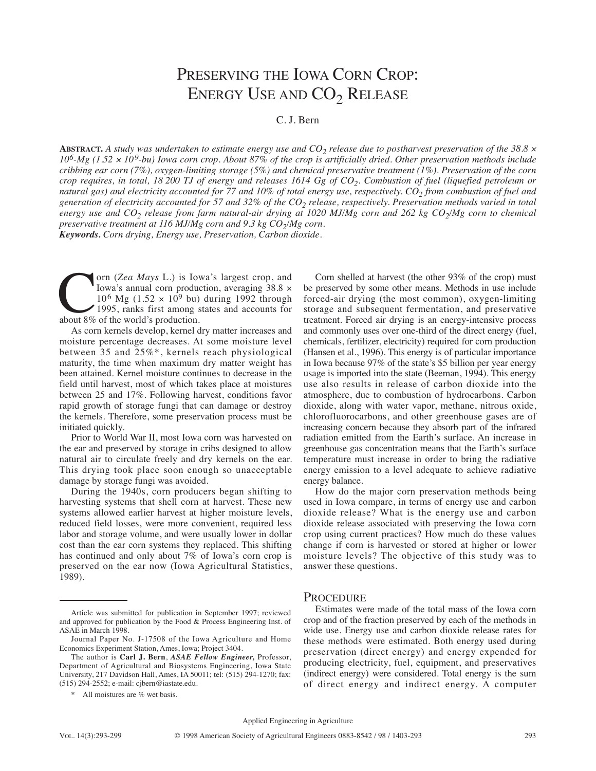# Preserving the Iowa Corn Crop: Energy Use and $CO_2$ Release

C. J. Bern

**Abstract.** *A study was undertaken to estimate energy use and $CO_2$ release due to postharvest preservation of the 38.8 × $10^6$-Mg (1.52 × $10^9$-bu) Iowa corn crop. About 87% of the crop is artificially dried. Other preservation methods include cribbing ear corn (7%), oxygen-limiting storage (5%) and chemical preservative treatment (1%). Preservation of the corn crop requires, in total, 18 200 TJ of energy and releases 1614 Gg of $CO_2$. Combustion of fuel (liquefied petroleum or natural gas) and electricity accounted for 77 and 10% of total energy use, respectively. $CO_2$ from combustion of fuel and generation of electricity accounted for 57 and 32% of the $CO_2$ release, respectively. Preservation methods varied in total energy use and $CO_2$ release from farm natural-air drying at 1020 MJ/Mg corn and 262 kg $CO_2$/Mg corn to chemical preservative treatment at 116 MJ/Mg corn and 9.3 kg $CO_2$/Mg corn.*

***Keywords.*** *Corn drying, Energy use, Preservation, Carbon dioxide.*

Corn (*Zea Mays* L.) is Iowa's largest crop, and Iowa's annual corn production, averaging 38.8 × $10^6$ Mg (1.52 × $10^9$ bu) during 1992 through 1995, ranks first among states and accounts for about 8% of the world's production.

As corn kernels develop, kernel dry matter increases and moisture percentage decreases. At some moisture level between 35 and 25%*, kernels reach physiological maturity, the time when maximum dry matter weight has been attained. Kernel moisture continues to decrease in the field until harvest, most of which takes place at moistures between 25 and 17%. Following harvest, conditions favor rapid growth of storage fungi that can damage or destroy the kernels. Therefore, some preservation process must be initiated quickly.

Prior to World War II, most Iowa corn was harvested on the ear and preserved by storage in cribs designed to allow natural air to circulate freely and dry kernels on the ear. This drying took place soon enough so unacceptable damage by storage fungi was avoided.

During the 1940s, corn producers began shifting to harvesting systems that shell corn at harvest. These new systems allowed earlier harvest at higher moisture levels, reduced field losses, were more convenient, required less labor and storage volume, and were usually lower in dollar cost than the ear corn systems they replaced. This shifting has continued and only about 7% of Iowa's corn crop is preserved on the ear now (Iowa Agricultural Statistics, 1989).

Corn shelled at harvest (the other 93% of the crop) must be preserved by some other means. Methods in use include forced-air drying (the most common), oxygen-limiting storage and subsequent fermentation, and preservative treatment. Forced air drying is an energy-intensive process and commonly uses over one-third of the direct energy (fuel, chemicals, fertilizer, electricity) required for corn production (Hansen et al., 1996). This energy is of particular importance in Iowa because 97% of the state's \$5 billion per year energy usage is imported into the state (Beeman, 1994). This energy use also results in release of carbon dioxide into the atmosphere, due to combustion of hydrocarbons. Carbon dioxide, along with water vapor, methane, nitrous oxide, chlorofluorocarbons, and other greenhouse gases are of increasing concern because they absorb part of the infrared radiation emitted from the Earth's surface. An increase in greenhouse gas concentration means that the Earth's surface temperature must increase in order to bring the radiative energy emission to a level adequate to achieve radiative energy balance.

How do the major corn preservation methods being used in Iowa compare, in terms of energy use and carbon dioxide release? What is the energy use and carbon dioxide release associated with preserving the Iowa corn crop using current practices? How much do these values change if corn is harvested or stored at higher or lower moisture levels? The objective of this study was to answer these questions.

## Procedure

Estimates were made of the total mass of the Iowa corn crop and of the fraction preserved by each of the methods in wide use. Energy use and carbon dioxide release rates for these methods were estimated. Both energy used during preservation (direct energy) and energy expended for producing electricity, fuel, equipment, and preservatives (indirect energy) were considered. Total energy is the sum of direct energy and indirect energy. A computer

---

Article was submitted for publication in September 1997; reviewed and approved for publication by the Food & Process Engineering Inst. of ASAE in March 1998.

Journal Paper No. J-17508 of the Iowa Agriculture and Home Economics Experiment Station, Ames, Iowa; Project 3404.

The author is **Carl J. Bern**, ***ASAE Fellow Engineer,*** Professor, Department of Agricultural and Biosystems Engineering, Iowa State University, 217 Davidson Hall, Ames, IA 50011; tel: (515) 294-1270; fax: (515) 294-2552; e-mail: cjbern@iastate.edu.

\* All moistures are % wet basis.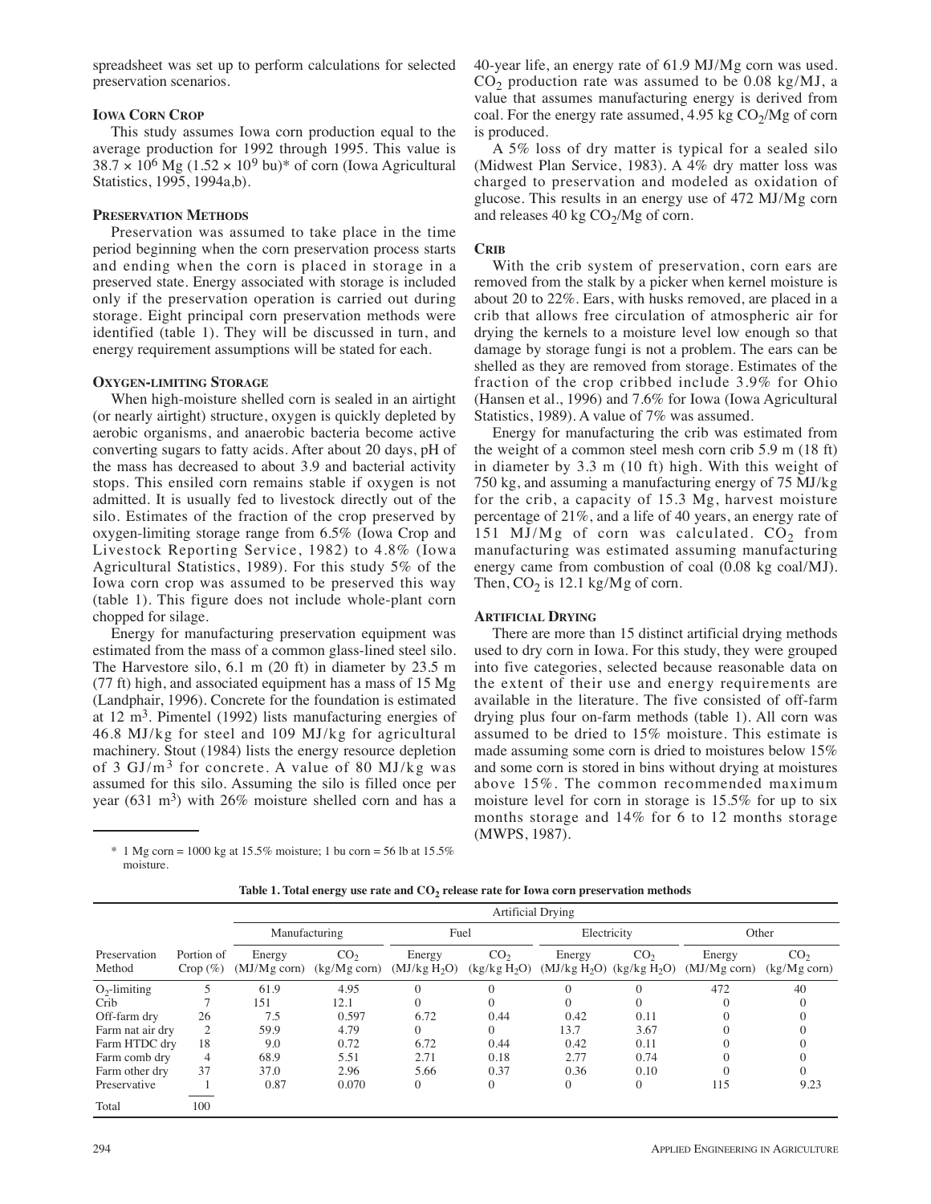spreadsheet was set up to perform calculations for selected preservation scenarios.

### Iowa Corn Crop

This study assumes Iowa corn production equal to the average production for 1992 through 1995. This value is $38.7 \times 10^6$ Mg ($1.52 \times 10^9$ bu)* of corn (Iowa Agricultural Statistics, 1995, 1994a,b).

### Preservation Methods

Preservation was assumed to take place in the time period beginning when the corn preservation process starts and ending when the corn is placed in storage in a preserved state. Energy associated with storage is included only if the preservation operation is carried out during storage. Eight principal corn preservation methods were identified (table 1). They will be discussed in turn, and energy requirement assumptions will be stated for each.

### Oxygen-limiting Storage

When high-moisture shelled corn is sealed in an airtight (or nearly airtight) structure, oxygen is quickly depleted by aerobic organisms, and anaerobic bacteria become active converting sugars to fatty acids. After about 20 days, pH of the mass has decreased to about 3.9 and bacterial activity stops. This ensiled corn remains stable if oxygen is not admitted. It is usually fed to livestock directly out of the silo. Estimates of the fraction of the crop preserved by oxygen-limiting storage range from 6.5% (Iowa Crop and Livestock Reporting Service, 1982) to 4.8% (Iowa Agricultural Statistics, 1989). For this study 5% of the Iowa corn crop was assumed to be preserved this way (table 1). This figure does not include whole-plant corn chopped for silage.

Energy for manufacturing preservation equipment was estimated from the mass of a common glass-lined steel silo. The Harvestore silo, 6.1 m (20 ft) in diameter by 23.5 m (77 ft) high, and associated equipment has a mass of 15 Mg (Landphair, 1996). Concrete for the foundation is estimated at 12 $m^3$. Pimentel (1992) lists manufacturing energies of 46.8 MJ/kg for steel and 109 MJ/kg for agricultural machinery. Stout (1984) lists the energy resource depletion of 3 GJ/$m^3$ for concrete. A value of 80 MJ/kg was assumed for this silo. Assuming the silo is filled once per year (631 $m^3$) with 26% moisture shelled corn and has a 40-year life, an energy rate of 61.9 MJ/Mg corn was used. $CO_2$ production rate was assumed to be 0.08 kg/MJ, a value that assumes manufacturing energy is derived from coal. For the energy rate assumed, 4.95 kg $CO_2$/Mg of corn is produced.

A 5% loss of dry matter is typical for a sealed silo (Midwest Plan Service, 1983). A 4% dry matter loss was charged to preservation and modeled as oxidation of glucose. This results in an energy use of 472 MJ/Mg corn and releases 40 kg $CO_2$/Mg of corn.

### Crib

With the crib system of preservation, corn ears are removed from the stalk by a picker when kernel moisture is about 20 to 22%. Ears, with husks removed, are placed in a crib that allows free circulation of atmospheric air for drying the kernels to a moisture level low enough so that damage by storage fungi is not a problem. The ears can be shelled as they are removed from storage. Estimates of the fraction of the crop cribbed include 3.9% for Ohio (Hansen et al., 1996) and 7.6% for Iowa (Iowa Agricultural Statistics, 1989). A value of 7% was assumed.

Energy for manufacturing the crib was estimated from the weight of a common steel mesh corn crib 5.9 m (18 ft) in diameter by 3.3 m (10 ft) high. With this weight of 750 kg, and assuming a manufacturing energy of 75 MJ/kg for the crib, a capacity of 15.3 Mg, harvest moisture percentage of 21%, and a life of 40 years, an energy rate of 151 MJ/Mg of corn was calculated. $CO_2$ from manufacturing was estimated assuming manufacturing energy came from combustion of coal (0.08 kg coal/MJ). Then, $CO_2$ is 12.1 kg/Mg of corn.

### Artificial Drying

There are more than 15 distinct artificial drying methods used to dry corn in Iowa. For this study, they were grouped into five categories, selected because reasonable data on the extent of their use and energy requirements are available in the literature. The five consisted of off-farm drying plus four on-farm methods (table 1). All corn was assumed to be dried to 15% moisture. This estimate is made assuming some corn is dried to moistures below 15% and some corn is stored in bins without drying at moistures above 15%. The common recommended maximum moisture level for corn in storage is 15.5% for up to six months storage and 14% for 6 to 12 months storage (MWPS, 1987).

\* 1 Mg corn = 1000 kg at 15.5% moisture; 1 bu corn = 56 lb at 15.5% moisture.

**Table 1. Total energy use rate and $CO_2$ release rate for Iowa corn preservation methods**

| | | Artificial Drying | | | | | | | |
|---|---|---|---|---|---|---|---|---|---|
| | | Manufacturing | | Fuel | | Electricity | | Other | |
| Preservation Method | Portion of Crop (%) | Energy (MJ/Mg corn) | $CO_2$ (kg/Mg corn) | Energy (MJ/kg $H_2O$) | $CO_2$ (kg/kg $H_2O$) | Energy (MJ/kg $H_2O$) | $CO_2$ (kg/kg $H_2O$) | Energy (MJ/Mg corn) | $CO_2$ (kg/Mg corn) |
| $O_2$-limiting | 5 | 61.9 | 4.95 | 0 | 0 | 0 | 0 | 472 | 40 |
| Crib | 7 | 151 | 12.1 | 0 | 0 | 0 | 0 | 0 | 0 |
| Off-farm dry | 26 | 7.5 | 0.597 | 6.72 | 0.44 | 0.42 | 0.11 | 0 | 0 |
| Farm nat air dry | 2 | 59.9 | 4.79 | 0 | 0 | 13.7 | 3.67 | 0 | 0 |
| Farm HTDC dry | 18 | 9.0 | 0.72 | 6.72 | 0.44 | 0.42 | 0.11 | 0 | 0 |
| Farm comb dry | 4 | 68.9 | 5.51 | 2.71 | 0.18 | 2.77 | 0.74 | 0 | 0 |
| Farm other dry | 37 | 37.0 | 2.96 | 5.66 | 0.37 | 0.36 | 0.10 | 0 | 0 |
| Preservative | 1 | 0.87 | 0.070 | 0 | 0 | 0 | 0 | 115 | 9.23 |
| Total | 100 | | | | | | | | |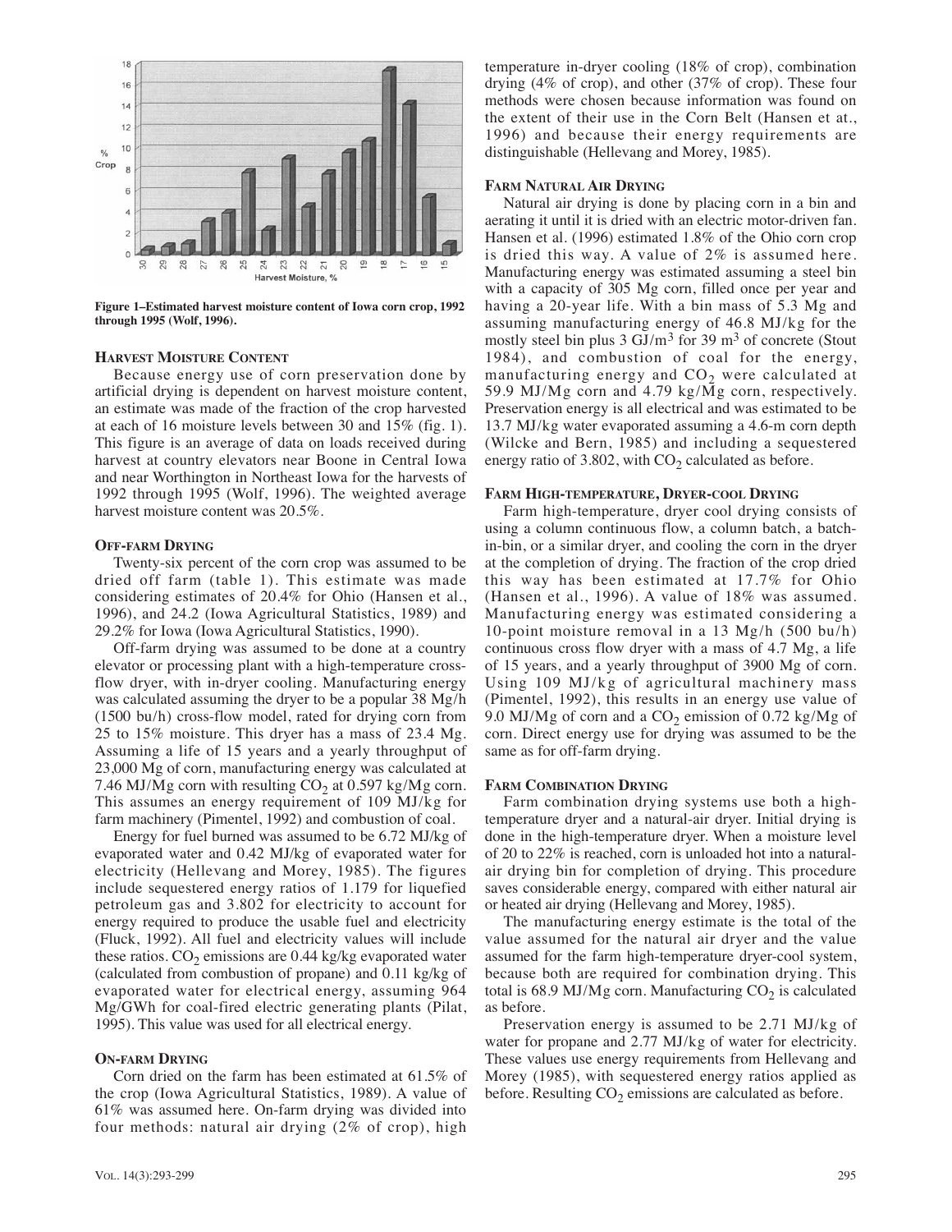18
16
14
12
10
% Crop
8
6
4
2
0
30 29 28 27 26 25 24 23 22 21 20 19 18 17 16 15
Harvest Moisture, %

**Figure 1–Estimated harvest moisture content of Iowa corn crop, 1992 through 1995 (Wolf, 1996).**

### HARVEST MOISTURE CONTENT

Because energy use of corn preservation done by artificial drying is dependent on harvest moisture content, an estimate was made of the fraction of the crop harvested at each of 16 moisture levels between 30 and 15% (fig. 1). This figure is an average of data on loads received during harvest at country elevators near Boone in Central Iowa and near Worthington in Northeast Iowa for the harvests of 1992 through 1995 (Wolf, 1996). The weighted average harvest moisture content was 20.5%.

### OFF-FARM DRYING

Twenty-six percent of the corn crop was assumed to be dried off farm (table 1). This estimate was made considering estimates of 20.4% for Ohio (Hansen et al., 1996), and 24.2 (Iowa Agricultural Statistics, 1989) and 29.2% for Iowa (Iowa Agricultural Statistics, 1990).

Off-farm drying was assumed to be done at a country elevator or processing plant with a high-temperature cross-flow dryer, with in-dryer cooling. Manufacturing energy was calculated assuming the dryer to be a popular 38 Mg/h (1500 bu/h) cross-flow model, rated for drying corn from 25 to 15% moisture. This dryer has a mass of 23.4 Mg. Assuming a life of 15 years and a yearly throughput of 23,000 Mg of corn, manufacturing energy was calculated at 7.46 MJ/Mg corn with resulting $CO_2$ at 0.597 kg/Mg corn. This assumes an energy requirement of 109 MJ/kg for farm machinery (Pimentel, 1992) and combustion of coal.

Energy for fuel burned was assumed to be 6.72 MJ/kg of evaporated water and 0.42 MJ/kg of evaporated water for electricity (Hellevang and Morey, 1985). The figures include sequestered energy ratios of 1.179 for liquefied petroleum gas and 3.802 for electricity to account for energy required to produce the usable fuel and electricity (Fluck, 1992). All fuel and electricity values will include these ratios. $CO_2$ emissions are 0.44 kg/kg evaporated water (calculated from combustion of propane) and 0.11 kg/kg of evaporated water for electrical energy, assuming 964 Mg/GWh for coal-fired electric generating plants (Pilat, 1995). This value was used for all electrical energy.

### ON-FARM DRYING

Corn dried on the farm has been estimated at 61.5% of the crop (Iowa Agricultural Statistics, 1989). A value of 61% was assumed here. On-farm drying was divided into four methods: natural air drying (2% of crop), high temperature in-dryer cooling (18% of crop), combination drying (4% of crop), and other (37% of crop). These four methods were chosen because information was found on the extent of their use in the Corn Belt (Hansen et at., 1996) and because their energy requirements are distinguishable (Hellevang and Morey, 1985).

### FARM NATURAL AIR DRYING

Natural air drying is done by placing corn in a bin and aerating it until it is dried with an electric motor-driven fan. Hansen et al. (1996) estimated 1.8% of the Ohio corn crop is dried this way. A value of 2% is assumed here. Manufacturing energy was estimated assuming a steel bin with a capacity of 305 Mg corn, filled once per year and having a 20-year life. With a bin mass of 5.3 Mg and assuming manufacturing energy of 46.8 MJ/kg for the mostly steel bin plus 3 GJ/m$^3$ for 39 m$^3$ of concrete (Stout 1984), and combustion of coal for the energy, manufacturing energy and $CO_2$ were calculated at 59.9 MJ/Mg corn and 4.79 kg/Mg corn, respectively. Preservation energy is all electrical and was estimated to be 13.7 MJ/kg water evaporated assuming a 4.6-m corn depth (Wilcke and Bern, 1985) and including a sequestered energy ratio of 3.802, with $CO_2$ calculated as before.

### FARM HIGH-TEMPERATURE, DRYER-COOL DRYING

Farm high-temperature, dryer cool drying consists of using a column continuous flow, a column batch, a batch-in-bin, or a similar dryer, and cooling the corn in the dryer at the completion of drying. The fraction of the crop dried this way has been estimated at 17.7% for Ohio (Hansen et al., 1996). A value of 18% was assumed. Manufacturing energy was estimated considering a 10-point moisture removal in a 13 Mg/h (500 bu/h) continuous cross flow dryer with a mass of 4.7 Mg, a life of 15 years, and a yearly throughput of 3900 Mg of corn. Using 109 MJ/kg of agricultural machinery mass (Pimentel, 1992), this results in an energy use value of 9.0 MJ/Mg of corn and a $CO_2$ emission of 0.72 kg/Mg of corn. Direct energy use for drying was assumed to be the same as for off-farm drying.

### FARM COMBINATION DRYING

Farm combination drying systems use both a high-temperature dryer and a natural-air dryer. Initial drying is done in the high-temperature dryer. When a moisture level of 20 to 22% is reached, corn is unloaded hot into a natural-air drying bin for completion of drying. This procedure saves considerable energy, compared with either natural air or heated air drying (Hellevang and Morey, 1985).

The manufacturing energy estimate is the total of the value assumed for the natural air dryer and the value assumed for the farm high-temperature dryer-cool system, because both are required for combination drying. This total is 68.9 MJ/Mg corn. Manufacturing $CO_2$ is calculated as before.

Preservation energy is assumed to be 2.71 MJ/kg of water for propane and 2.77 MJ/kg of water for electricity. These values use energy requirements from Hellevang and Morey (1985), with sequestered energy ratios applied as before. Resulting $CO_2$ emissions are calculated as before.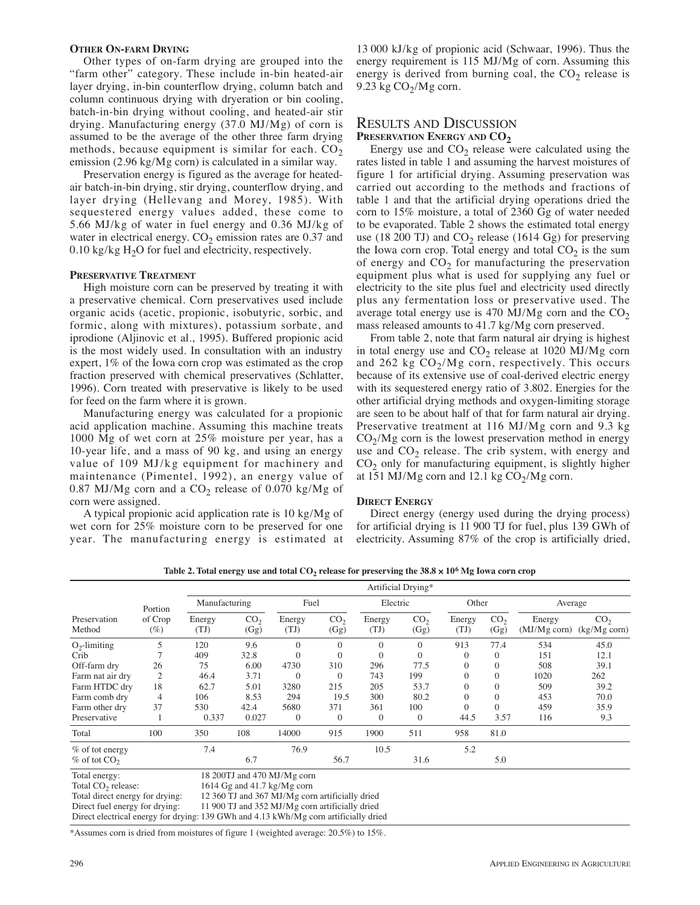### Other On-farm Drying

Other types of on-farm drying are grouped into the "farm other" category. These include in-bin heated-air layer drying, in-bin counterflow drying, column batch and column continuous drying with dryeration or bin cooling, batch-in-bin drying without cooling, and heated-air stir drying. Manufacturing energy (37.0 MJ/Mg) of corn is assumed to be the average of the other three farm drying methods, because equipment is similar for each. $CO_2$ emission (2.96 kg/Mg corn) is calculated in a similar way.

Preservation energy is figured as the average for heated-air batch-in-bin drying, stir drying, counterflow drying, and layer drying (Hellevang and Morey, 1985). With sequestered energy values added, these come to 5.66 MJ/kg of water in fuel energy and 0.36 MJ/kg of water in electrical energy. $CO_2$ emission rates are 0.37 and 0.10 kg/kg $H_2O$ for fuel and electricity, respectively.

### Preservative Treatment

High moisture corn can be preserved by treating it with a preservative chemical. Corn preservatives used include organic acids (acetic, propionic, isobutyric, sorbic, and formic, along with mixtures), potassium sorbate, and iprodione (Aljinovic et al., 1995). Buffered propionic acid is the most widely used. In consultation with an industry expert, 1% of the Iowa corn crop was estimated as the crop fraction preserved with chemical preservatives (Schlatter, 1996). Corn treated with preservative is likely to be used for feed on the farm where it is grown.

Manufacturing energy was calculated for a propionic acid application machine. Assuming this machine treats 1000 Mg of wet corn at 25% moisture per year, has a 10-year life, and a mass of 90 kg, and using an energy value of 109 MJ/kg equipment for machinery and maintenance (Pimentel, 1992), an energy value of 0.87 MJ/Mg corn and a $CO_2$ release of 0.070 kg/Mg of corn were assigned.

A typical propionic acid application rate is 10 kg/Mg of wet corn for 25% moisture corn to be preserved for one year. The manufacturing energy is estimated at 13 000 kJ/kg of propionic acid (Schwaar, 1996). Thus the energy requirement is 115 MJ/Mg of corn. Assuming this energy is derived from burning coal, the $CO_2$ release is 9.23 kg $CO_2$/Mg corn.

## Results and Discussion

### Preservation Energy and $CO_2$

Energy use and $CO_2$ release were calculated using the rates listed in table 1 and assuming the harvest moistures of figure 1 for artificial drying. Assuming preservation was carried out according to the methods and fractions of table 1 and that the artificial drying operations dried the corn to 15% moisture, a total of 2360 Gg of water needed to be evaporated. Table 2 shows the estimated total energy use (18 200 TJ) and $CO_2$ release (1614 Gg) for preserving the Iowa corn crop. Total energy and total $CO_2$ is the sum of energy and $CO_2$ for manufacturing the preservation equipment plus what is used for supplying any fuel or electricity to the site plus fuel and electricity used directly plus any fermentation loss or preservative used. The average total energy use is 470 MJ/Mg corn and the $CO_2$ mass released amounts to 41.7 kg/Mg corn preserved.

From table 2, note that farm natural air drying is highest in total energy use and $CO_2$ release at 1020 MJ/Mg corn and 262 kg $CO_2$/Mg corn, respectively. This occurs because of its extensive use of coal-derived electric energy with its sequestered energy ratio of 3.802. Energies for the other artificial drying methods and oxygen-limiting storage are seen to be about half of that for farm natural air drying. Preservative treatment at 116 MJ/Mg corn and 9.3 kg $CO_2$/Mg corn is the lowest preservation method in energy use and $CO_2$ release. The crib system, with energy and $CO_2$ only for manufacturing equipment, is slightly higher at 151 MJ/Mg corn and 12.1 kg $CO_2$/Mg corn.

### Direct Energy

Direct energy (energy used during the drying process) for artificial drying is 11 900 TJ for fuel, plus 139 GWh of electricity. Assuming 87% of the crop is artificially dried,

**Table 2. Total energy use and total $CO_2$ release for preserving the $38.8 \times 10^6$ Mg Iowa corn crop**

| | | Artificial Drying* | | | | | | | | | |
|---|---|---|---|---|---|---|---|---|---|---|---|
| | | Manufacturing | | Fuel | | Electric | | Other | | Average | |
| Preservation Method | Portion of Crop (%) | Energy (TJ) | $CO_2$ (Gg) | Energy (TJ) | $CO_2$ (Gg) | Energy (TJ) | $CO_2$ (Gg) | Energy (TJ) | $CO_2$ (Gg) | Energy (MJ/Mg corn) | $CO_2$ (kg/Mg corn) |
| $O_2$-limiting | 5 | 120 | 9.6 | 0 | 0 | 0 | 0 | 913 | 77.4 | 534 | 45.0 |
| Crib | 7 | 409 | 32.8 | 0 | 0 | 0 | 0 | 0 | 0 | 151 | 12.1 |
| Off-farm dry | 26 | 75 | 6.00 | 4730 | 310 | 296 | 77.5 | 0 | 0 | 508 | 39.1 |
| Farm nat air dry | 2 | 46.4 | 3.71 | 0 | 0 | 743 | 199 | 0 | 0 | 1020 | 262 |
| Farm HTDC dry | 18 | 62.7 | 5.01 | 3280 | 215 | 205 | 53.7 | 0 | 0 | 509 | 39.2 |
| Farm comb dry | 4 | 106 | 8.53 | 294 | 19.5 | 300 | 80.2 | 0 | 0 | 453 | 70.0 |
| Farm other dry | 37 | 530 | 42.4 | 5680 | 371 | 361 | 100 | 0 | 0 | 459 | 35.9 |
| Preservative | 1 | 0.337 | 0.027 | 0 | 0 | 0 | 0 | 44.5 | 3.57 | 116 | 9.3 |
| Total | 100 | 350 | 108 | 14000 | 915 | 1900 | 511 | 958 | 81.0 | | |
| % of tot energy | | 7.4 | | 76.9 | | 10.5 | | 5.2 | | | |
| % of tot $CO_2$ | | | 6.7 | | 56.7 | | 31.6 | | 5.0 | | |

Total energy: 18 200TJ and 470 MJ/Mg corn
Total $CO_2$ release: 1614 Gg and 41.7 kg/Mg corn
Total direct energy for drying: 12 360 TJ and 367 MJ/Mg corn artificially dried
Direct fuel energy for drying: 11 900 TJ and 352 MJ/Mg corn artificially dried
Direct electrical energy for drying: 139 GWh and 4.13 kWh/Mg corn artificially dried

*Assumes corn is dried from moistures of figure 1 (weighted average: 20.5%) to 15%.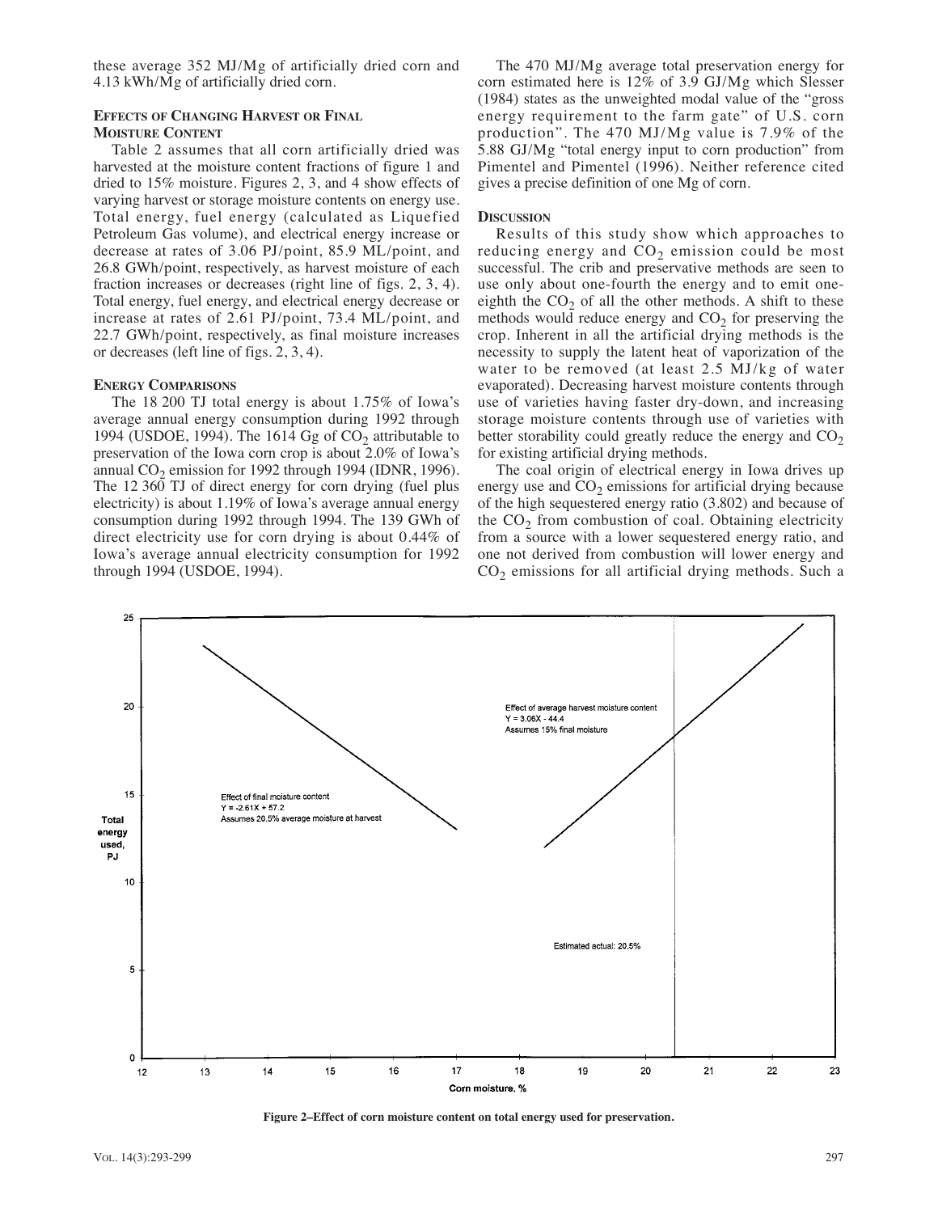these average 352 MJ/Mg of artificially dried corn and 4.13 kWh/Mg of artificially dried corn.

### Effects of Changing Harvest or Final Moisture Content

Table 2 assumes that all corn artificially dried was harvested at the moisture content fractions of figure 1 and dried to 15% moisture. Figures 2, 3, and 4 show effects of varying harvest or storage moisture contents on energy use. Total energy, fuel energy (calculated as Liquefied Petroleum Gas volume), and electrical energy increase or decrease at rates of 3.06 PJ/point, 85.9 ML/point, and 26.8 GWh/point, respectively, as harvest moisture of each fraction increases or decreases (right line of figs. 2, 3, 4). Total energy, fuel energy, and electrical energy decrease or increase at rates of 2.61 PJ/point, 73.4 ML/point, and 22.7 GWh/point, respectively, as final moisture increases or decreases (left line of figs. 2, 3, 4).

### Energy Comparisons

The 18 200 TJ total energy is about 1.75% of Iowa's average annual energy consumption during 1992 through 1994 (USDOE, 1994). The 1614 Gg of $CO_2$ attributable to preservation of the Iowa corn crop is about 2.0% of Iowa's annual $CO_2$ emission for 1992 through 1994 (IDNR, 1996). The 12 360 TJ of direct energy for corn drying (fuel plus electricity) is about 1.19% of Iowa's average annual energy consumption during 1992 through 1994. The 139 GWh of direct electricity use for corn drying is about 0.44% of Iowa's average annual electricity consumption for 1992 through 1994 (USDOE, 1994).

The 470 MJ/Mg average total preservation energy for corn estimated here is 12% of 3.9 GJ/Mg which Slesser (1984) states as the unweighted modal value of the "gross energy requirement to the farm gate" of U.S. corn production". The 470 MJ/Mg value is 7.9% of the 5.88 GJ/Mg "total energy input to corn production" from Pimentel and Pimentel (1996). Neither reference cited gives a precise definition of one Mg of corn.

### Discussion

Results of this study show which approaches to reducing energy and $CO_2$ emission could be most successful. The crib and preservative methods are seen to use only about one-fourth the energy and to emit one-eighth the $CO_2$ of all the other methods. A shift to these methods would reduce energy and $CO_2$ for preserving the crop. Inherent in all the artificial drying methods is the necessity to supply the latent heat of vaporization of the water to be removed (at least 2.5 MJ/kg of water evaporated). Decreasing harvest moisture contents through use of varieties having faster dry-down, and increasing storage moisture contents through use of varieties with better storability could greatly reduce the energy and $CO_2$ for existing artificial drying methods.

The coal origin of electrical energy in Iowa drives up energy use and $CO_2$ emissions for artificial drying because of the high sequestered energy ratio (3.802) and because of the $CO_2$ from combustion of coal. Obtaining electricity from a source with a lower sequestered energy ratio, and one not derived from combustion will lower energy and $CO_2$ emissions for all artificial drying methods. Such a

Effect of final moisture content
Y = -2.61X + 57.2
Assumes 20.5% average moisture at harvest

Effect of average harvest moisture content
Y = 3.06X - 44.4
Assumes 15% final moisture

Estimated actual: 20.5%

Total energy used, PJ

Corn moisture, %

**Figure 2–Effect of corn moisture content on total energy used for preservation.**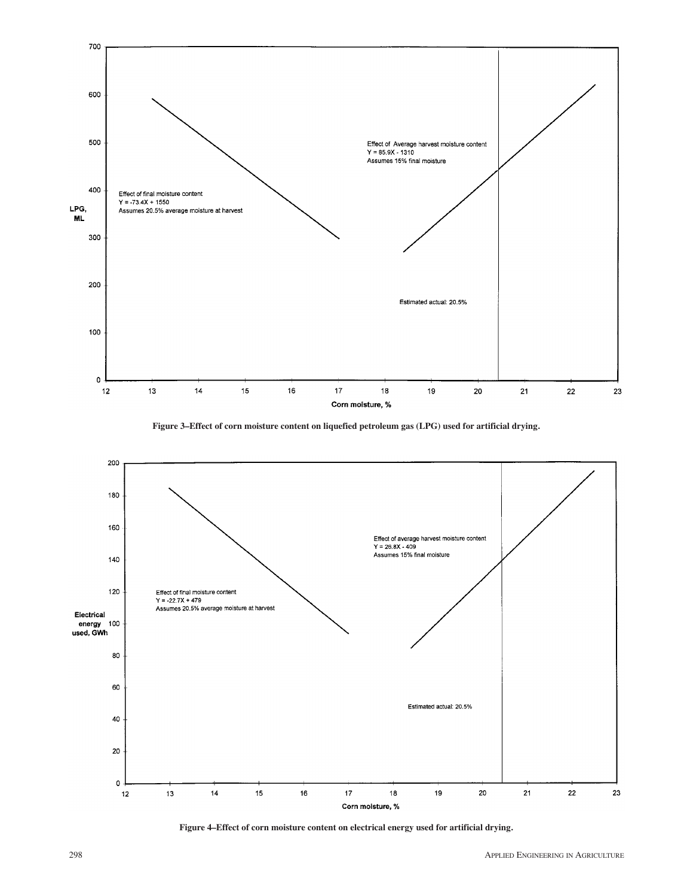700

600

500

400

300

200

100

0

LPG, ML

12 13 14 15 16 17 18 19 20 21 22 23

Corn moisture, %

Effect of final moisture content
Y = -73.4X + 1550
Assumes 20.5% average moisture at harvest

Effect of Average harvest moisture content
Y = 85.9X - 1310
Assumes 15% final moisture

Estimated actual: 20.5%

**Figure 3–Effect of corn moisture content on liquefied petroleum gas (LPG) used for artificial drying.**

200

180

160

140

120

100

80

60

40

20

0

Electrical energy used, GWh

12 13 14 15 16 17 18 19 20 21 22 23

Corn moisture, %

Effect of final moisture content
Y = -22.7X + 479
Assumes 20.5% average moisture at harvest

Effect of average harvest moisture content
Y = 26.8X - 409
Assumes 15% final moisture

Estimated actual: 20.5%

**Figure 4–Effect of corn moisture content on electrical energy used for artificial drying.**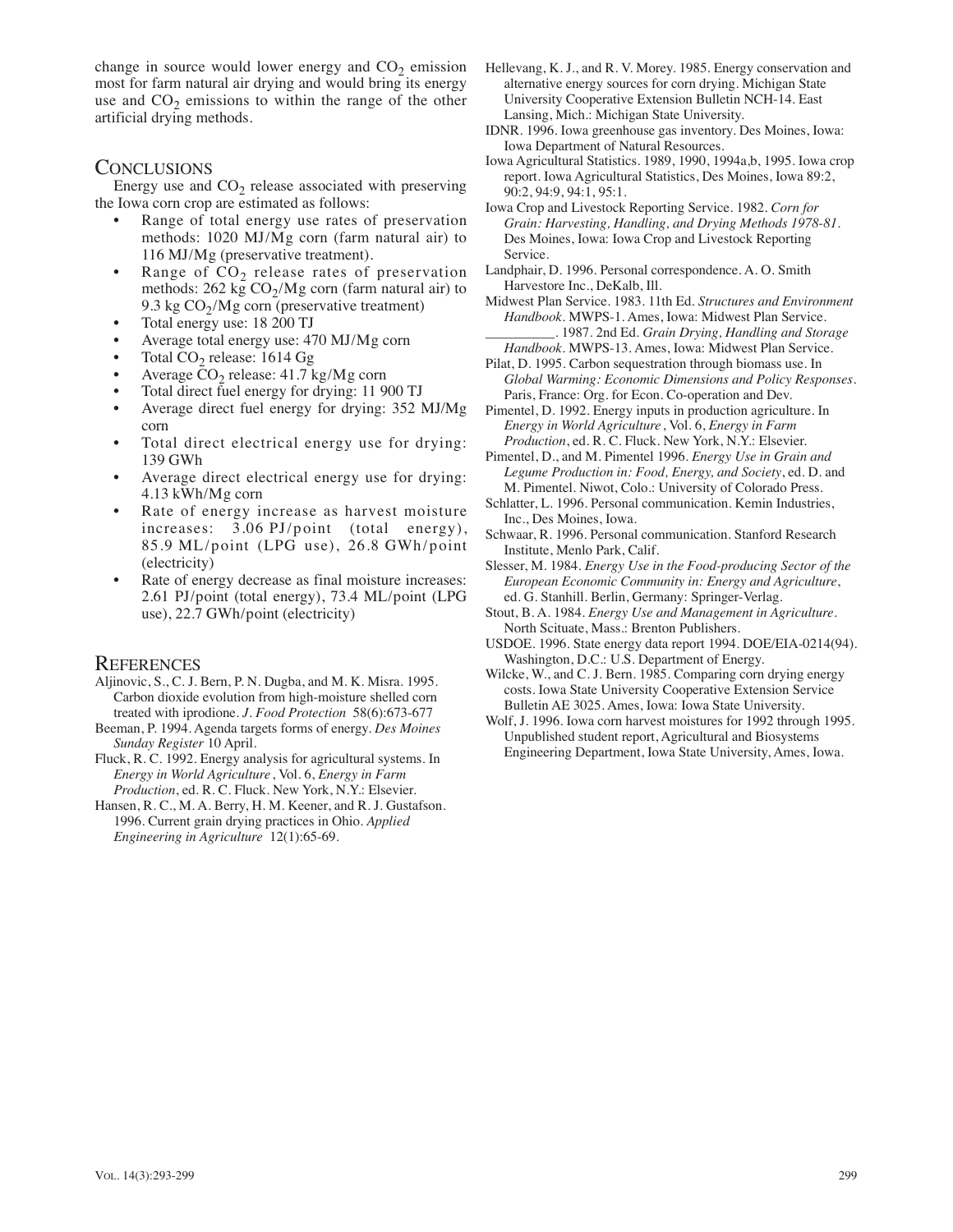change in source would lower energy and $CO_2$ emission most for farm natural air drying and would bring its energy use and $CO_2$ emissions to within the range of the other artificial drying methods.

## Conclusions

Energy use and $CO_2$ release associated with preserving the Iowa corn crop are estimated as follows:

- Range of total energy use rates of preservation methods: 1020 MJ/Mg corn (farm natural air) to 116 MJ/Mg (preservative treatment).
- Range of $CO_2$ release rates of preservation methods: 262 kg $CO_2$/Mg corn (farm natural air) to 9.3 kg $CO_2$/Mg corn (preservative treatment)
- Total energy use: 18 200 TJ
- Average total energy use: 470 MJ/Mg corn
- Total $CO_2$ release: 1614 Gg
- Average $CO_2$ release: 41.7 kg/Mg corn
- Total direct fuel energy for drying: 11 900 TJ
- Average direct fuel energy for drying: 352 MJ/Mg corn
- Total direct electrical energy use for drying: 139 GWh
- Average direct electrical energy use for drying: 4.13 kWh/Mg corn
- Rate of energy increase as harvest moisture increases: 3.06 PJ/point (total energy), 85.9 ML/point (LPG use), 26.8 GWh/point (electricity)
- Rate of energy decrease as final moisture increases: 2.61 PJ/point (total energy), 73.4 ML/point (LPG use), 22.7 GWh/point (electricity)

## References

Aljinovic, S., C. J. Bern, P. N. Dugba, and M. K. Misra. 1995. Carbon dioxide evolution from high-moisture shelled corn treated with iprodione. *J. Food Protection* 58(6):673-677

Beeman, P. 1994. Agenda targets forms of energy. *Des Moines Sunday Register* 10 April.

Fluck, R. C. 1992. Energy analysis for agricultural systems. In *Energy in World Agriculture*, Vol. 6, *Energy in Farm Production*, ed. R. C. Fluck. New York, N.Y.: Elsevier.

Hansen, R. C., M. A. Berry, H. M. Keener, and R. J. Gustafson. 1996. Current grain drying practices in Ohio. *Applied Engineering in Agriculture* 12(1):65-69.

Hellevang, K. J., and R. V. Morey. 1985. Energy conservation and alternative energy sources for corn drying. Michigan State University Cooperative Extension Bulletin NCH-14. East Lansing, Mich.: Michigan State University.

IDNR. 1996. Iowa greenhouse gas inventory. Des Moines, Iowa: Iowa Department of Natural Resources.

Iowa Agricultural Statistics. 1989, 1990, 1994a,b, 1995. Iowa crop report. Iowa Agricultural Statistics, Des Moines, Iowa 89:2, 90:2, 94:9, 94:1, 95:1.

Iowa Crop and Livestock Reporting Service. 1982. *Corn for Grain: Harvesting, Handling, and Drying Methods 1978-81.* Des Moines, Iowa: Iowa Crop and Livestock Reporting Service.

Landphair, D. 1996. Personal correspondence. A. O. Smith Harvestore Inc., DeKalb, Ill.

Midwest Plan Service. 1983. 11th Ed. *Structures and Environment Handbook*. MWPS-1. Ames, Iowa: Midwest Plan Service.

\_\_\_\_\_\_\_\_\_. 1987. 2nd Ed. *Grain Drying, Handling and Storage Handbook*. MWPS-13. Ames, Iowa: Midwest Plan Service.

Pilat, D. 1995. Carbon sequestration through biomass use. In *Global Warming: Economic Dimensions and Policy Responses*. Paris, France: Org. for Econ. Co-operation and Dev.

Pimentel, D. 1992. Energy inputs in production agriculture. In *Energy in World Agriculture*, Vol. 6, *Energy in Farm Production*, ed. R. C. Fluck. New York, N.Y.: Elsevier.

Pimentel, D., and M. Pimentel 1996. *Energy Use in Grain and Legume Production in: Food, Energy, and Society*, ed. D. and M. Pimentel. Niwot, Colo.: University of Colorado Press.

Schlatter, L. 1996. Personal communication. Kemin Industries, Inc., Des Moines, Iowa.

Schwaar, R. 1996. Personal communication. Stanford Research Institute, Menlo Park, Calif.

Slesser, M. 1984. *Energy Use in the Food-producing Sector of the European Economic Community in: Energy and Agriculture*, ed. G. Stanhill. Berlin, Germany: Springer-Verlag.

Stout, B. A. 1984. *Energy Use and Management in Agriculture*. North Scituate, Mass.: Brenton Publishers.

USDOE. 1996. State energy data report 1994. DOE/EIA-0214(94). Washington, D.C.: U.S. Department of Energy.

Wilcke, W., and C. J. Bern. 1985. Comparing corn drying energy costs. Iowa State University Cooperative Extension Service Bulletin AE 3025. Ames, Iowa: Iowa State University.

Wolf, J. 1996. Iowa corn harvest moistures for 1992 through 1995. Unpublished student report, Agricultural and Biosystems Engineering Department, Iowa State University, Ames, Iowa.